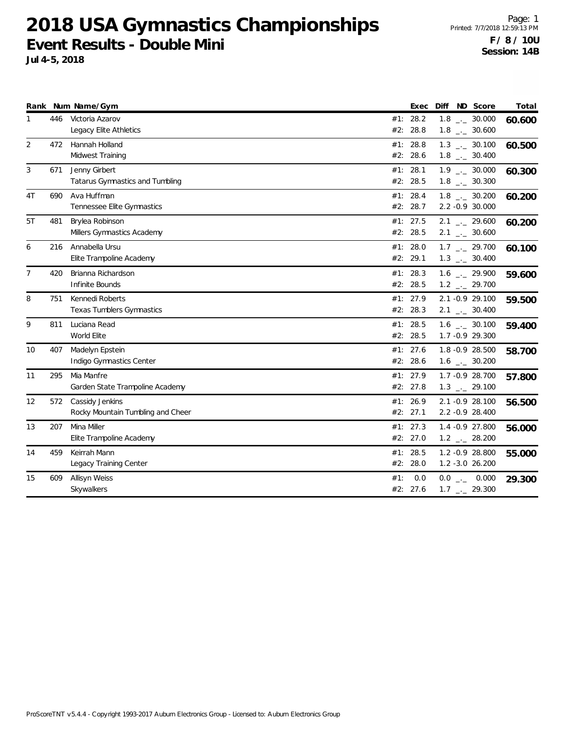# 2018 USA Gymnastics Championships

## Event Results - Double Mini

**Jul 4-5, 2018**

**F / 8 / 10U**
**Session: 14B**

| Rank | Num | Name/Gym | | Exec | Diff | ND | Score | Total |
|---|---|---|---|---|---|---|---|---|
| 1 | 446 | Victoria Azarov | #1: | 28.2 | 1.8 | _._ | 30.000 | **60.600** |
| | | Legacy Elite Athletics | #2: | 28.8 | 1.8 | _._ | 30.600 | |
| 2 | 472 | Hannah Holland | #1: | 28.8 | 1.3 | _._ | 30.100 | **60.500** |
| | | Midwest Training | #2: | 28.6 | 1.8 | _._ | 30.400 | |
| 3 | 671 | Jenny Girbert | #1: | 28.1 | 1.9 | _._ | 30.000 | **60.300** |
| | | Tatarus Gymnastics and Tumbling | #2: | 28.5 | 1.8 | _._ | 30.300 | |
| 4T | 690 | Ava Huffman | #1: | 28.4 | 1.8 | _._ | 30.200 | **60.200** |
| | | Tennessee Elite Gymnastics | #2: | 28.7 | 2.2 | -0.9 | 30.000 | |
| 5T | 481 | Brylea Robinson | #1: | 27.5 | 2.1 | _._ | 29.600 | **60.200** |
| | | Millers Gymnastics Academy | #2: | 28.5 | 2.1 | _._ | 30.600 | |
| 6 | 216 | Annabella Ursu | #1: | 28.0 | 1.7 | _._ | 29.700 | **60.100** |
| | | Elite Trampoline Academy | #2: | 29.1 | 1.3 | _._ | 30.400 | |
| 7 | 420 | Brianna Richardson | #1: | 28.3 | 1.6 | _._ | 29.900 | **59.600** |
| | | Infinite Bounds | #2: | 28.5 | 1.2 | _._ | 29.700 | |
| 8 | 751 | Kennedi Roberts | #1: | 27.9 | 2.1 | -0.9 | 29.100 | **59.500** |
| | | Texas Tumblers Gymnastics | #2: | 28.3 | 2.1 | _._ | 30.400 | |
| 9 | 811 | Luciana Read | #1: | 28.5 | 1.6 | _._ | 30.100 | **59.400** |
| | | World Elite | #2: | 28.5 | 1.7 | -0.9 | 29.300 | |
| 10 | 407 | Madelyn Epstein | #1: | 27.6 | 1.8 | -0.9 | 28.500 | **58.700** |
| | | Indigo Gymnastics Center | #2: | 28.6 | 1.6 | _._ | 30.200 | |
| 11 | 295 | Mia Manfre | #1: | 27.9 | 1.7 | -0.9 | 28.700 | **57.800** |
| | | Garden State Trampoline Academy | #2: | 27.8 | 1.3 | _._ | 29.100 | |
| 12 | 572 | Cassidy Jenkins | #1: | 26.9 | 2.1 | -0.9 | 28.100 | **56.500** |
| | | Rocky Mountain Tumbling and Cheer | #2: | 27.1 | 2.2 | -0.9 | 28.400 | |
| 13 | 207 | Mina Miller | #1: | 27.3 | 1.4 | -0.9 | 27.800 | **56.000** |
| | | Elite Trampoline Academy | #2: | 27.0 | 1.2 | _._ | 28.200 | |
| 14 | 459 | Keirrah Mann | #1: | 28.5 | 1.2 | -0.9 | 28.800 | **55.000** |
| | | Legacy Training Center | #2: | 28.0 | 1.2 | -3.0 | 26.200 | |
| 15 | 609 | Allisyn Weiss | #1: | 0.0 | 0.0 | _._ | 0.000 | **29.300** |
| | | Skywalkers | #2: | 27.6 | 1.7 | _._ | 29.300 | |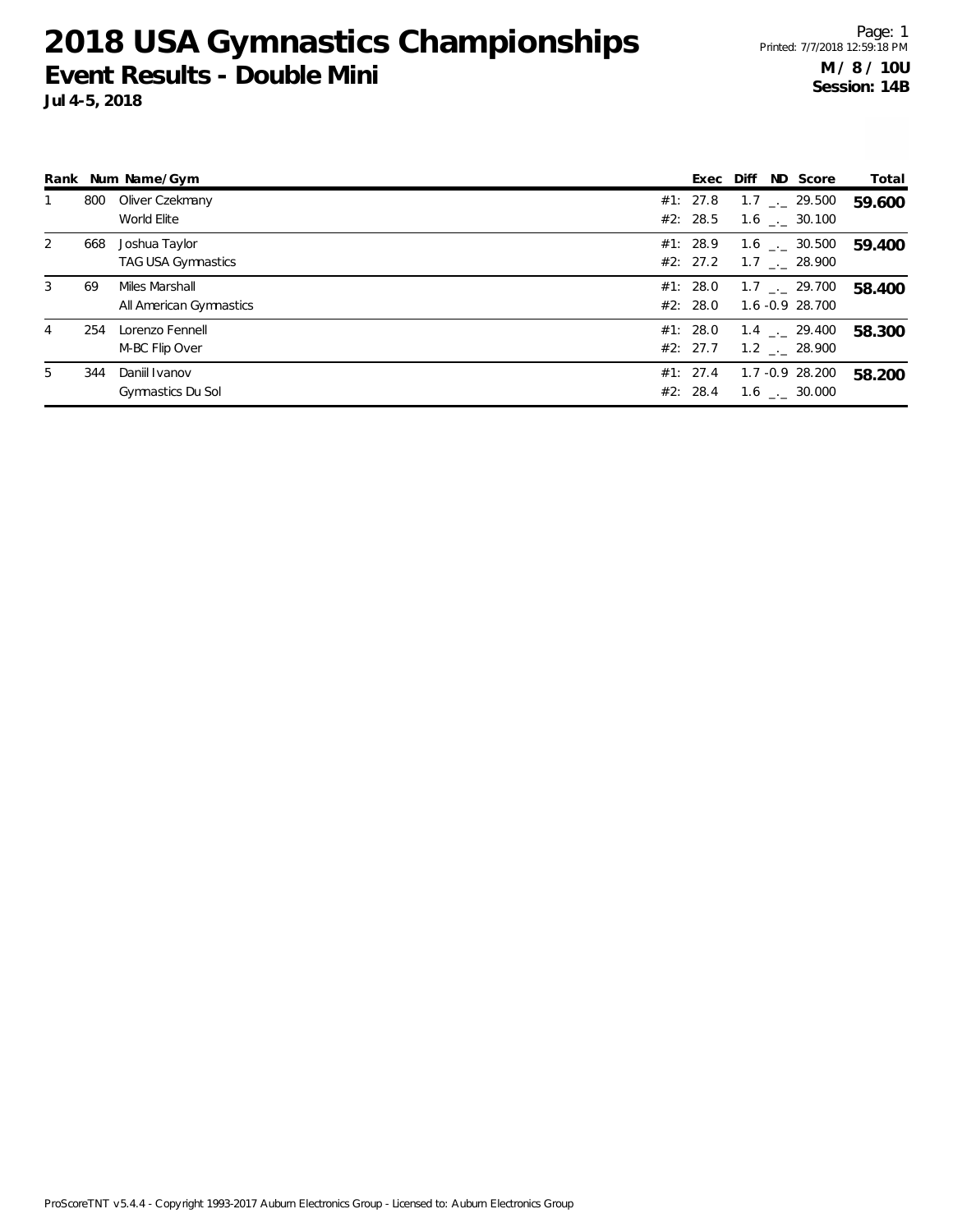# 2018 USA Gymnastics Championships

## Event Results - Double Mini

**Jul 4-5, 2018**

Printed: 7/7/2018 12:59:18 PM

**M / 8 / 10U**
**Session: 14B**

| Rank | Num | Name/Gym | | Exec | Diff | ND | Score | Total |
|---|---|---|---|---|---|---|---|---|
| 1 | 800 | Oliver Czekmany | #1: | 27.8 | 1.7 | _._ | 29.500 | **59.600** |
| | | World Elite | #2: | 28.5 | 1.6 | _._ | 30.100 | |
| 2 | 668 | Joshua Taylor | #1: | 28.9 | 1.6 | _._ | 30.500 | **59.400** |
| | | TAG USA Gymnastics | #2: | 27.2 | 1.7 | _._ | 28.900 | |
| 3 | 69 | Miles Marshall | #1: | 28.0 | 1.7 | _._ | 29.700 | **58.400** |
| | | All American Gymnastics | #2: | 28.0 | 1.6 | -0.9 | 28.700 | |
| 4 | 254 | Lorenzo Fennell | #1: | 28.0 | 1.4 | _._ | 29.400 | **58.300** |
| | | M-BC Flip Over | #2: | 27.7 | 1.2 | _._ | 28.900 | |
| 5 | 344 | Daniil Ivanov | #1: | 27.4 | 1.7 | -0.9 | 28.200 | **58.200** |
| | | Gymnastics Du Sol | #2: | 28.4 | 1.6 | _._ | 30.000 | |

ProScoreTNT v5.4.4 - Copyright 1993-2017 Auburn Electronics Group - Licensed to: Auburn Electronics Group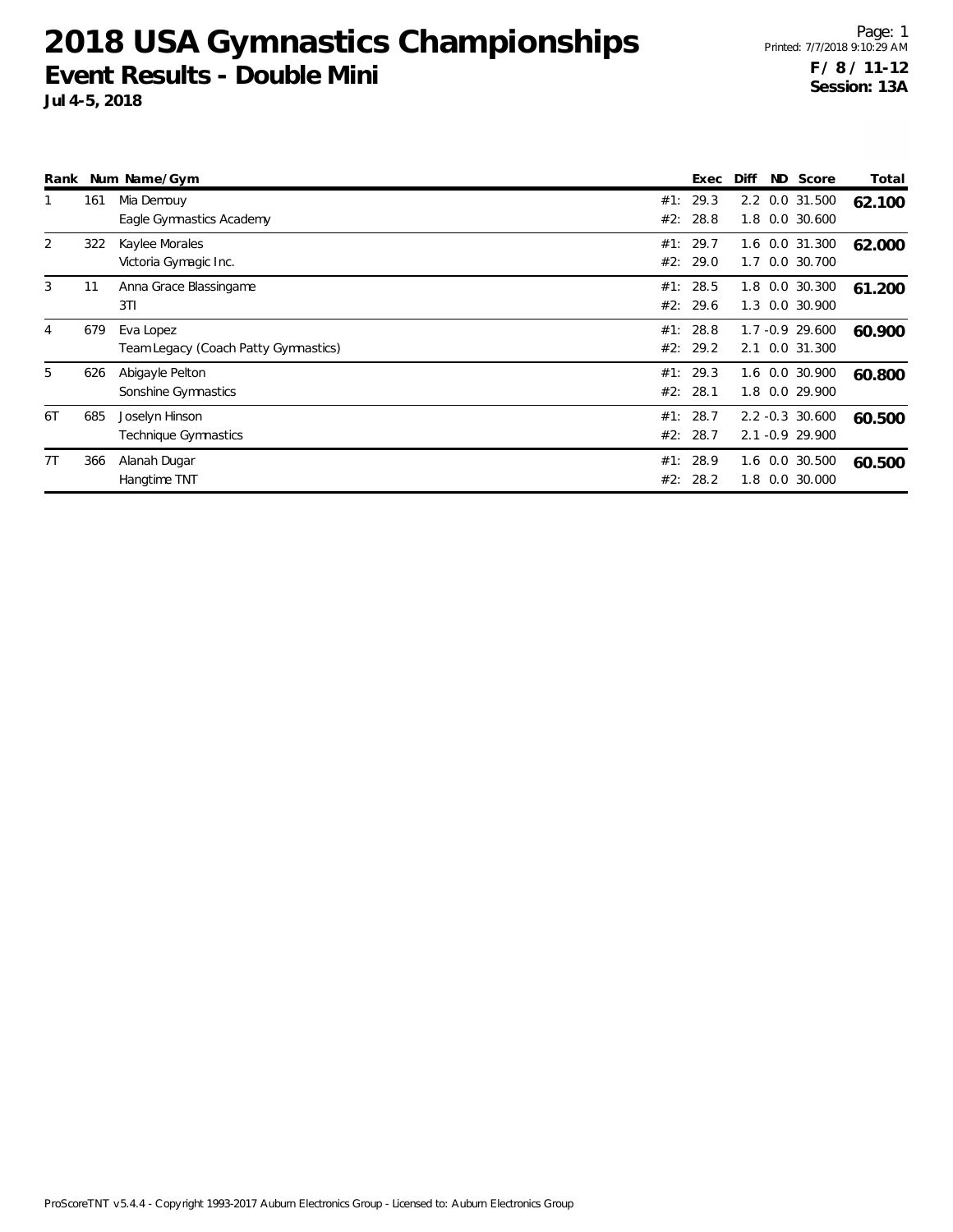# 2018 USA Gymnastics Championships

## Event Results - Double Mini

**Jul 4-5, 2018**

**F / 8 / 11-12**
**Session: 13A**

| Rank | Num | Name/Gym | | Exec | Diff | ND | Score | Total |
|---|---|---|---|---|---|---|---|---|
| 1 | 161 | Mia Demouy | #1: | 29.3 | 2.2 | 0.0 | 31.500 | **62.100** |
| | | Eagle Gymnastics Academy | #2: | 28.8 | 1.8 | 0.0 | 30.600 | |
| 2 | 322 | Kaylee Morales | #1: | 29.7 | 1.6 | 0.0 | 31.300 | **62.000** |
| | | Victoria Gymagic Inc. | #2: | 29.0 | 1.7 | 0.0 | 30.700 | |
| 3 | 11 | Anna Grace Blassingame | #1: | 28.5 | 1.8 | 0.0 | 30.300 | **61.200** |
| | | 3TI | #2: | 29.6 | 1.3 | 0.0 | 30.900 | |
| 4 | 679 | Eva Lopez | #1: | 28.8 | 1.7 | -0.9 | 29.600 | **60.900** |
| | | Team Legacy (Coach Patty Gymnastics) | #2: | 29.2 | 2.1 | 0.0 | 31.300 | |
| 5 | 626 | Abigayle Pelton | #1: | 29.3 | 1.6 | 0.0 | 30.900 | **60.800** |
| | | Sonshine Gymnastics | #2: | 28.1 | 1.8 | 0.0 | 29.900 | |
| 6T | 685 | Joselyn Hinson | #1: | 28.7 | 2.2 | -0.3 | 30.600 | **60.500** |
| | | Technique Gymnastics | #2: | 28.7 | 2.1 | -0.9 | 29.900 | |
| 7T | 366 | Alanah Dugar | #1: | 28.9 | 1.6 | 0.0 | 30.500 | **60.500** |
| | | Hangtime TNT | #2: | 28.2 | 1.8 | 0.0 | 30.000 | |

ProScoreTNT v5.4.4 - Copyright 1993-2017 Auburn Electronics Group - Licensed to: Auburn Electronics Group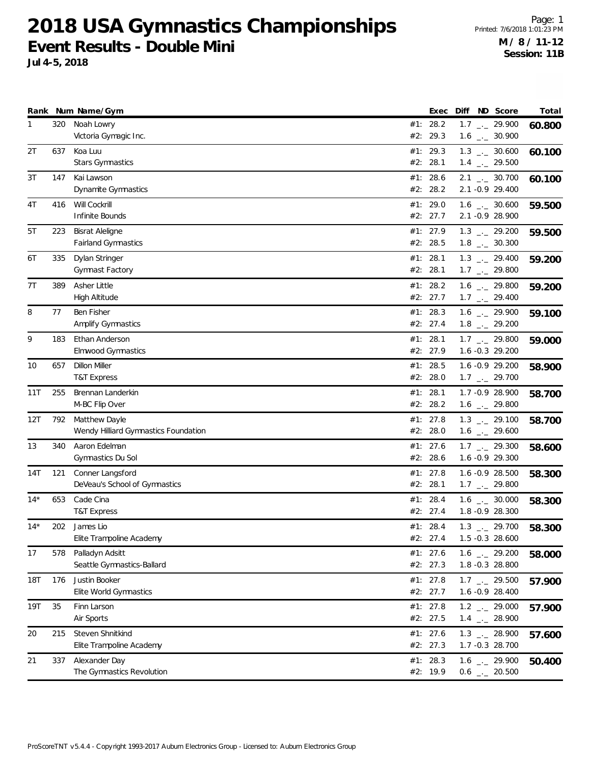# 2018 USA Gymnastics Championships

## Event Results - Double Mini

**Jul 4-5, 2018**

**M / 8 / 11-12**
**Session: 11B**

| Rank | Num | Name/Gym | | Exec | Diff | ND | Score | Total |
|---|---|---|---|---|---|---|---|---|
| 1 | 320 | Noah Lowry | #1: | 28.2 | 1.7 | _._ | 29.900 | **60.800** |
| | | Victoria Gymagic Inc. | #2: | 29.3 | 1.6 | _._ | 30.900 | |
| 2T | 637 | Koa Luu | #1: | 29.3 | 1.3 | _._ | 30.600 | **60.100** |
| | | Stars Gymnastics | #2: | 28.1 | 1.4 | _._ | 29.500 | |
| 3T | 147 | Kai Lawson | #1: | 28.6 | 2.1 | _._ | 30.700 | **60.100** |
| | | Dynamite Gymnastics | #2: | 28.2 | 2.1 | -0.9 | 29.400 | |
| 4T | 416 | Will Cockrill | #1: | 29.0 | 1.6 | _._ | 30.600 | **59.500** |
| | | Infinite Bounds | #2: | 27.7 | 2.1 | -0.9 | 28.900 | |
| 5T | 223 | Bisrat Aleligne | #1: | 27.9 | 1.3 | _._ | 29.200 | **59.500** |
| | | Fairland Gymnastics | #2: | 28.5 | 1.8 | _._ | 30.300 | |
| 6T | 335 | Dylan Stringer | #1: | 28.1 | 1.3 | _._ | 29.400 | **59.200** |
| | | Gymnast Factory | #2: | 28.1 | 1.7 | _._ | 29.800 | |
| 7T | 389 | Asher Little | #1: | 28.2 | 1.6 | _._ | 29.800 | **59.200** |
| | | High Altitude | #2: | 27.7 | 1.7 | _._ | 29.400 | |
| 8 | 77 | Ben Fisher | #1: | 28.3 | 1.6 | _._ | 29.900 | **59.100** |
| | | Amplify Gymnastics | #2: | 27.4 | 1.8 | _._ | 29.200 | |
| 9 | 183 | Ethan Anderson | #1: | 28.1 | 1.7 | _._ | 29.800 | **59.000** |
| | | Elmwood Gymnastics | #2: | 27.9 | 1.6 | -0.3 | 29.200 | |
| 10 | 657 | Dillon Miller | #1: | 28.5 | 1.6 | -0.9 | 29.200 | **58.900** |
| | | T&T Express | #2: | 28.0 | 1.7 | _._ | 29.700 | |
| 11T | 255 | Brennan Landerkin | #1: | 28.1 | 1.7 | -0.9 | 28.900 | **58.700** |
| | | M-BC Flip Over | #2: | 28.2 | 1.6 | _._ | 29.800 | |
| 12T | 792 | Matthew Dayle | #1: | 27.8 | 1.3 | _._ | 29.100 | **58.700** |
| | | Wendy Hilliard Gymnastics Foundation | #2: | 28.0 | 1.6 | _._ | 29.600 | |
| 13 | 340 | Aaron Edelman | #1: | 27.6 | 1.7 | _._ | 29.300 | **58.600** |
| | | Gymnastics Du Sol | #2: | 28.6 | 1.6 | -0.9 | 29.300 | |
| 14T | 121 | Conner Langsford | #1: | 27.8 | 1.6 | -0.9 | 28.500 | **58.300** |
| | | DeVeau's School of Gymnastics | #2: | 28.1 | 1.7 | _._ | 29.800 | |
| 14* | 653 | Cade Cina | #1: | 28.4 | 1.6 | _._ | 30.000 | **58.300** |
| | | T&T Express | #2: | 27.4 | 1.8 | -0.9 | 28.300 | |
| 14* | 202 | James Lio | #1: | 28.4 | 1.3 | _._ | 29.700 | **58.300** |
| | | Elite Trampoline Academy | #2: | 27.4 | 1.5 | -0.3 | 28.600 | |
| 17 | 578 | Palladyn Adsitt | #1: | 27.6 | 1.6 | _._ | 29.200 | **58.000** |
| | | Seattle Gymnastics-Ballard | #2: | 27.3 | 1.8 | -0.3 | 28.800 | |
| 18T | 176 | Justin Booker | #1: | 27.8 | 1.7 | _._ | 29.500 | **57.900** |
| | | Elite World Gymnastics | #2: | 27.7 | 1.6 | -0.9 | 28.400 | |
| 19T | 35 | Finn Larson | #1: | 27.8 | 1.2 | _._ | 29.000 | **57.900** |
| | | Air Sports | #2: | 27.5 | 1.4 | _._ | 28.900 | |
| 20 | 215 | Steven Shnitkind | #1: | 27.6 | 1.3 | _._ | 28.900 | **57.600** |
| | | Elite Trampoline Academy | #2: | 27.3 | 1.7 | -0.3 | 28.700 | |
| 21 | 337 | Alexander Day | #1: | 28.3 | 1.6 | _._ | 29.900 | **50.400** |
| | | The Gymnastics Revolution | #2: | 19.9 | 0.6 | _._ | 20.500 | |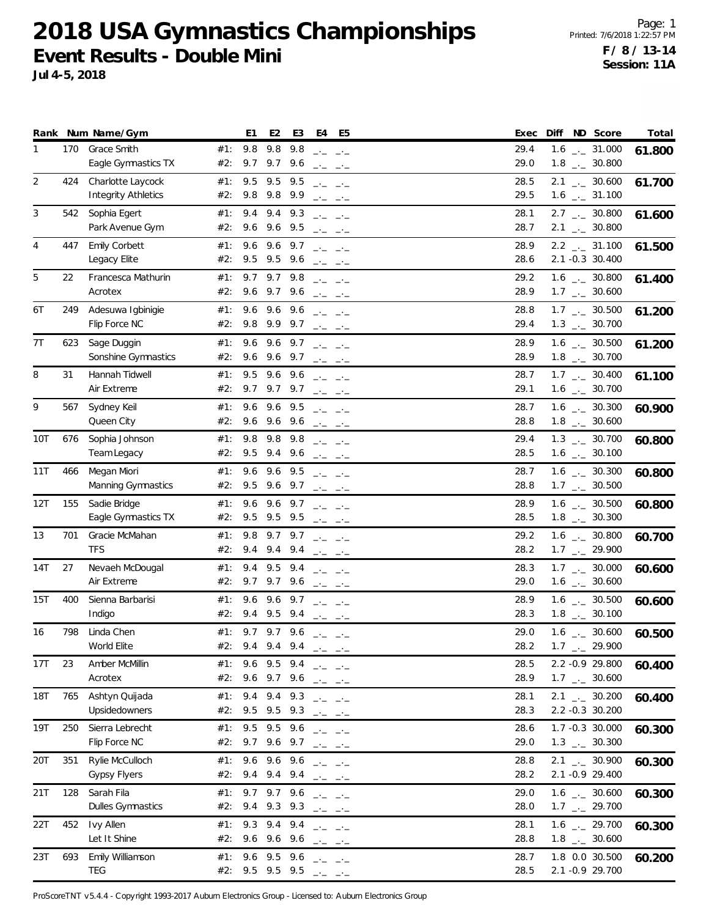# 2018 USA Gymnastics Championships

## Event Results - Double Mini

**Jul 4-5, 2018**

**F / 8 / 13-14**
**Session: 11A**

| Rank | Num | Name/Gym | | E1 | E2 | E3 | E4 | E5 | Exec | Diff | ND | Score | Total |
|---|---|---|---|---|---|---|---|---|---|---|---|---|---|
| 1 | 170 | Grace Smith | #1: | 9.8 | 9.8 | 9.8 | _._ | _._ | 29.4 | 1.6 | _._ | 31.000 | 61.800 |
| | | Eagle Gymnastics TX | #2: | 9.7 | 9.7 | 9.6 | _._ | _._ | 29.0 | 1.8 | _._ | 30.800 | |
| 2 | 424 | Charlotte Laycock | #1: | 9.5 | 9.5 | 9.5 | _._ | _._ | 28.5 | 2.1 | _._ | 30.600 | 61.700 |
| | | Integrity Athletics | #2: | 9.8 | 9.8 | 9.9 | _._ | _._ | 29.5 | 1.6 | _._ | 31.100 | |
| 3 | 542 | Sophia Egert | #1: | 9.4 | 9.4 | 9.3 | _._ | _._ | 28.1 | 2.7 | _._ | 30.800 | 61.600 |
| | | Park Avenue Gym | #2: | 9.6 | 9.6 | 9.5 | _._ | _._ | 28.7 | 2.1 | _._ | 30.800 | |
| 4 | 447 | Emily Corbett | #1: | 9.6 | 9.6 | 9.7 | _._ | _._ | 28.9 | 2.2 | _._ | 31.100 | 61.500 |
| | | Legacy Elite | #2: | 9.5 | 9.5 | 9.6 | _._ | _._ | 28.6 | 2.1 | -0.3 | 30.400 | |
| 5 | 22 | Francesca Mathurin | #1: | 9.7 | 9.7 | 9.8 | _._ | _._ | 29.2 | 1.6 | _._ | 30.800 | 61.400 |
| | | Acrotex | #2: | 9.6 | 9.7 | 9.6 | _._ | _._ | 28.9 | 1.7 | _._ | 30.600 | |
| 6T | 249 | Adesuwa Igbinigie | #1: | 9.6 | 9.6 | 9.6 | _._ | _._ | 28.8 | 1.7 | _._ | 30.500 | 61.200 |
| | | Flip Force NC | #2: | 9.8 | 9.9 | 9.7 | _._ | _._ | 29.4 | 1.3 | _._ | 30.700 | |
| 7T | 623 | Sage Duggin | #1: | 9.6 | 9.6 | 9.7 | _._ | _._ | 28.9 | 1.6 | _._ | 30.500 | 61.200 |
| | | Sonshine Gymnastics | #2: | 9.6 | 9.6 | 9.7 | _._ | _._ | 28.9 | 1.8 | _._ | 30.700 | |
| 8 | 31 | Hannah Tidwell | #1: | 9.5 | 9.6 | 9.6 | _._ | _._ | 28.7 | 1.7 | _._ | 30.400 | 61.100 |
| | | Air Extreme | #2: | 9.7 | 9.7 | 9.7 | _._ | _._ | 29.1 | 1.6 | _._ | 30.700 | |
| 9 | 567 | Sydney Keil | #1: | 9.6 | 9.6 | 9.5 | _._ | _._ | 28.7 | 1.6 | _._ | 30.300 | 60.900 |
| | | Queen City | #2: | 9.6 | 9.6 | 9.6 | _._ | _._ | 28.8 | 1.8 | _._ | 30.600 | |
| 10T | 676 | Sophia Johnson | #1: | 9.8 | 9.8 | 9.8 | _._ | _._ | 29.4 | 1.3 | _._ | 30.700 | 60.800 |
| | | Team Legacy | #2: | 9.5 | 9.4 | 9.6 | _._ | _._ | 28.5 | 1.6 | _._ | 30.100 | |
| 11T | 466 | Megan Miori | #1: | 9.6 | 9.6 | 9.5 | _._ | _._ | 28.7 | 1.6 | _._ | 30.300 | 60.800 |
| | | Manning Gymnastics | #2: | 9.5 | 9.6 | 9.7 | _._ | _._ | 28.8 | 1.7 | _._ | 30.500 | |
| 12T | 155 | Sadie Bridge | #1: | 9.6 | 9.6 | 9.7 | _._ | _._ | 28.9 | 1.6 | _._ | 30.500 | 60.800 |
| | | Eagle Gymnastics TX | #2: | 9.5 | 9.5 | 9.5 | _._ | _._ | 28.5 | 1.8 | _._ | 30.300 | |
| 13 | 701 | Gracie McMahan | #1: | 9.8 | 9.7 | 9.7 | _._ | _._ | 29.2 | 1.6 | _._ | 30.800 | 60.700 |
| | | TFS | #2: | 9.4 | 9.4 | 9.4 | _._ | _._ | 28.2 | 1.7 | _._ | 29.900 | |
| 14T | 27 | Nevaeh McDougal | #1: | 9.4 | 9.5 | 9.4 | _._ | _._ | 28.3 | 1.7 | _._ | 30.000 | 60.600 |
| | | Air Extreme | #2: | 9.7 | 9.7 | 9.6 | _._ | _._ | 29.0 | 1.6 | _._ | 30.600 | |
| 15T | 400 | Sienna Barbarisi | #1: | 9.6 | 9.6 | 9.7 | _._ | _._ | 28.9 | 1.6 | _._ | 30.500 | 60.600 |
| | | Indigo | #2: | 9.4 | 9.5 | 9.4 | _._ | _._ | 28.3 | 1.8 | _._ | 30.100 | |
| 16 | 798 | Linda Chen | #1: | 9.7 | 9.7 | 9.6 | _._ | _._ | 29.0 | 1.6 | _._ | 30.600 | 60.500 |
| | | World Elite | #2: | 9.4 | 9.4 | 9.4 | _._ | _._ | 28.2 | 1.7 | _._ | 29.900 | |
| 17T | 23 | Amber McMillin | #1: | 9.6 | 9.5 | 9.4 | _._ | _._ | 28.5 | 2.2 | -0.9 | 29.800 | 60.400 |
| | | Acrotex | #2: | 9.6 | 9.7 | 9.6 | _._ | _._ | 28.9 | 1.7 | _._ | 30.600 | |
| 18T | 765 | Ashtyn Quijada | #1: | 9.4 | 9.4 | 9.3 | _._ | _._ | 28.1 | 2.1 | _._ | 30.200 | 60.400 |
| | | Upsidedowners | #2: | 9.5 | 9.5 | 9.3 | _._ | _._ | 28.3 | 2.2 | -0.3 | 30.200 | |
| 19T | 250 | Sierra Lebrecht | #1: | 9.5 | 9.5 | 9.6 | _._ | _._ | 28.6 | 1.7 | -0.3 | 30.000 | 60.300 |
| | | Flip Force NC | #2: | 9.7 | 9.6 | 9.7 | _._ | _._ | 29.0 | 1.3 | _._ | 30.300 | |
| 20T | 351 | Rylie McCulloch | #1: | 9.6 | 9.6 | 9.6 | _._ | _._ | 28.8 | 2.1 | _._ | 30.900 | 60.300 |
| | | Gypsy Flyers | #2: | 9.4 | 9.4 | 9.4 | _._ | _._ | 28.2 | 2.1 | -0.9 | 29.400 | |
| 21T | 128 | Sarah Fila | #1: | 9.7 | 9.7 | 9.6 | _._ | _._ | 29.0 | 1.6 | _._ | 30.600 | 60.300 |
| | | Dulles Gymnastics | #2: | 9.4 | 9.3 | 9.3 | _._ | _._ | 28.0 | 1.7 | _._ | 29.700 | |
| 22T | 452 | Ivy Allen | #1: | 9.3 | 9.4 | 9.4 | _._ | _._ | 28.1 | 1.6 | _._ | 29.700 | 60.300 |
| | | Let It Shine | #2: | 9.6 | 9.6 | 9.6 | _._ | _._ | 28.8 | 1.8 | _._ | 30.600 | |
| 23T | 693 | Emily Williamson | #1: | 9.6 | 9.5 | 9.6 | _._ | _._ | 28.7 | 1.8 | 0.0 | 30.500 | 60.200 |
| | | TEG | #2: | 9.5 | 9.5 | 9.5 | _._ | _._ | 28.5 | 2.1 | -0.9 | 29.700 | |

ProScoreTNT v5.4.4 - Copyright 1993-2017 Auburn Electronics Group - Licensed to: Auburn Electronics Group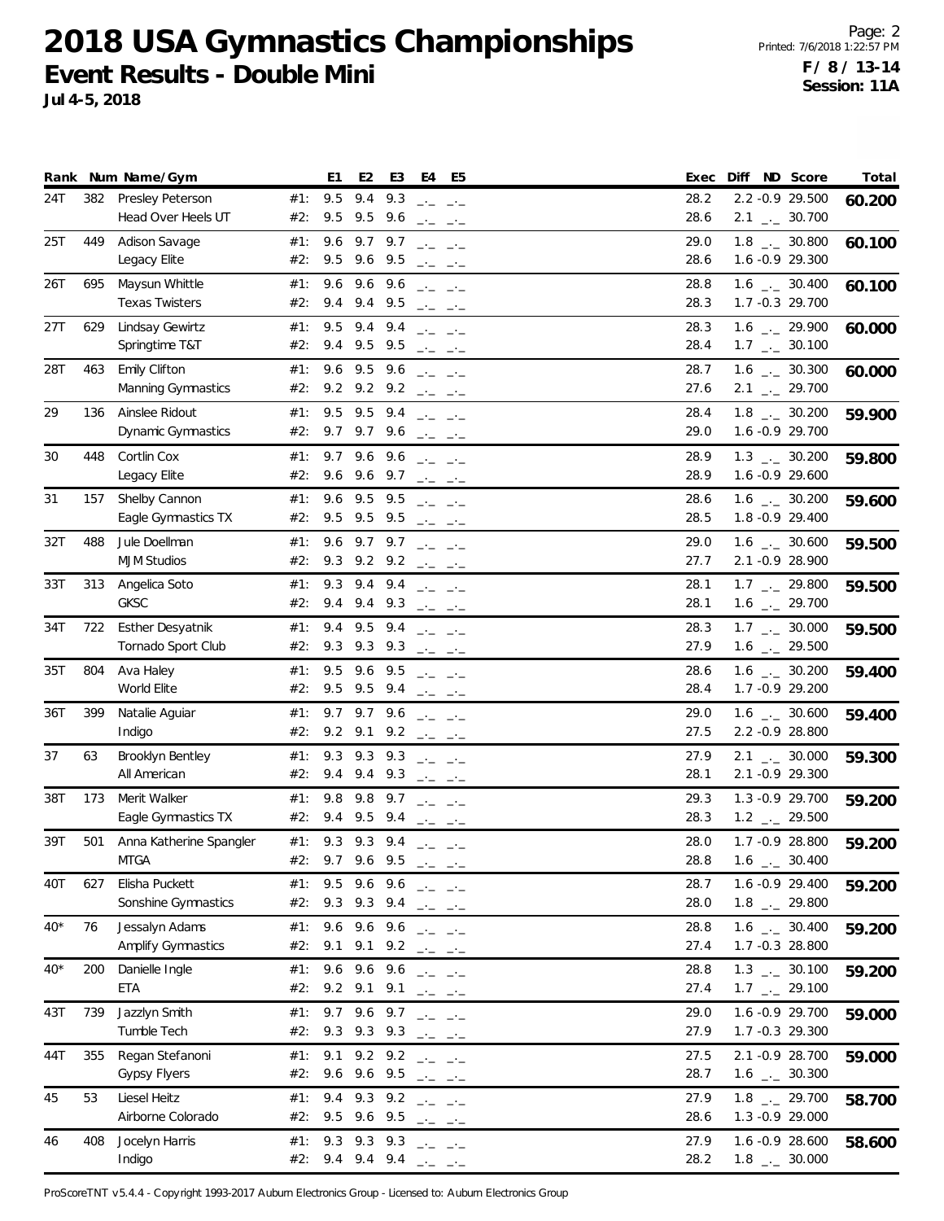# 2018 USA Gymnastics Championships

## Event Results - Double Mini

**Jul 4-5, 2018**

Page: 2
Printed: 7/6/2018 1:22:57 PM
**F / 8 / 13-14**
**Session: 11A**

| Rank | Num | Name/Gym | | E1 | E2 | E3 | E4 | E5 | Exec | Diff | ND | Score | Total |
|---|---|---|---|---|---|---|---|---|---|---|---|---|---|
| 24T | 382 | Presley Peterson | #1: | 9.5 | 9.4 | 9.3 | _._ | _._ | 28.2 | 2.2 | -0.9 | 29.500 | 60.200 |
| | | Head Over Heels UT | #2: | 9.5 | 9.5 | 9.6 | _._ | _._ | 28.6 | 2.1 | _._ | 30.700 | |
| 25T | 449 | Adison Savage | #1: | 9.6 | 9.7 | 9.7 | _._ | _._ | 29.0 | 1.8 | _._ | 30.800 | 60.100 |
| | | Legacy Elite | #2: | 9.5 | 9.6 | 9.5 | _._ | _._ | 28.6 | 1.6 | -0.9 | 29.300 | |
| 26T | 695 | Maysun Whittle | #1: | 9.6 | 9.6 | 9.6 | _._ | _._ | 28.8 | 1.6 | _._ | 30.400 | 60.100 |
| | | Texas Twisters | #2: | 9.4 | 9.4 | 9.5 | _._ | _._ | 28.3 | 1.7 | -0.3 | 29.700 | |
| 27T | 629 | Lindsay Gewirtz | #1: | 9.5 | 9.4 | 9.4 | _._ | _._ | 28.3 | 1.6 | _._ | 29.900 | 60.000 |
| | | Springtime T&T | #2: | 9.4 | 9.5 | 9.5 | _._ | _._ | 28.4 | 1.7 | _._ | 30.100 | |
| 28T | 463 | Emily Clifton | #1: | 9.6 | 9.5 | 9.6 | _._ | _._ | 28.7 | 1.6 | _._ | 30.300 | 60.000 |
| | | Manning Gymnastics | #2: | 9.2 | 9.2 | 9.2 | _._ | _._ | 27.6 | 2.1 | _._ | 29.700 | |
| 29 | 136 | Ainslee Ridout | #1: | 9.5 | 9.5 | 9.4 | _._ | _._ | 28.4 | 1.8 | _._ | 30.200 | 59.900 |
| | | Dynamic Gymnastics | #2: | 9.7 | 9.7 | 9.6 | _._ | _._ | 29.0 | 1.6 | -0.9 | 29.700 | |
| 30 | 448 | Cortlin Cox | #1: | 9.7 | 9.6 | 9.6 | _._ | _._ | 28.9 | 1.3 | _._ | 30.200 | 59.800 |
| | | Legacy Elite | #2: | 9.6 | 9.6 | 9.7 | _._ | _._ | 28.9 | 1.6 | -0.9 | 29.600 | |
| 31 | 157 | Shelby Cannon | #1: | 9.6 | 9.5 | 9.5 | _._ | _._ | 28.6 | 1.6 | _._ | 30.200 | 59.600 |
| | | Eagle Gymnastics TX | #2: | 9.5 | 9.5 | 9.5 | _._ | _._ | 28.5 | 1.8 | -0.9 | 29.400 | |
| 32T | 488 | Jule Doellman | #1: | 9.6 | 9.7 | 9.7 | _._ | _._ | 29.0 | 1.6 | _._ | 30.600 | 59.500 |
| | | MJM Studios | #2: | 9.3 | 9.2 | 9.2 | _._ | _._ | 27.7 | 2.1 | -0.9 | 28.900 | |
| 33T | 313 | Angelica Soto | #1: | 9.3 | 9.4 | 9.4 | _._ | _._ | 28.1 | 1.7 | _._ | 29.800 | 59.500 |
| | | GKSC | #2: | 9.4 | 9.4 | 9.3 | _._ | _._ | 28.1 | 1.6 | _._ | 29.700 | |
| 34T | 722 | Esther Desyatnik | #1: | 9.4 | 9.5 | 9.4 | _._ | _._ | 28.3 | 1.7 | _._ | 30.000 | 59.500 |
| | | Tornado Sport Club | #2: | 9.3 | 9.3 | 9.3 | _._ | _._ | 27.9 | 1.6 | _._ | 29.500 | |
| 35T | 804 | Ava Haley | #1: | 9.5 | 9.6 | 9.5 | _._ | _._ | 28.6 | 1.6 | _._ | 30.200 | 59.400 |
| | | World Elite | #2: | 9.5 | 9.5 | 9.4 | _._ | _._ | 28.4 | 1.7 | -0.9 | 29.200 | |
| 36T | 399 | Natalie Aguiar | #1: | 9.7 | 9.7 | 9.6 | _._ | _._ | 29.0 | 1.6 | _._ | 30.600 | 59.400 |
| | | Indigo | #2: | 9.2 | 9.1 | 9.2 | _._ | _._ | 27.5 | 2.2 | -0.9 | 28.800 | |
| 37 | 63 | Brooklyn Bentley | #1: | 9.3 | 9.3 | 9.3 | _._ | _._ | 27.9 | 2.1 | _._ | 30.000 | 59.300 |
| | | All American | #2: | 9.4 | 9.4 | 9.3 | _._ | _._ | 28.1 | 2.1 | -0.9 | 29.300 | |
| 38T | 173 | Merit Walker | #1: | 9.8 | 9.8 | 9.7 | _._ | _._ | 29.3 | 1.3 | -0.9 | 29.700 | 59.200 |
| | | Eagle Gymnastics TX | #2: | 9.4 | 9.5 | 9.4 | _._ | _._ | 28.3 | 1.2 | _._ | 29.500 | |
| 39T | 501 | Anna Katherine Spangler | #1: | 9.3 | 9.3 | 9.4 | _._ | _._ | 28.0 | 1.7 | -0.9 | 28.800 | 59.200 |
| | | MTGA | #2: | 9.7 | 9.6 | 9.5 | _._ | _._ | 28.8 | 1.6 | _._ | 30.400 | |
| 40T | 627 | Elisha Puckett | #1: | 9.5 | 9.6 | 9.6 | _._ | _._ | 28.7 | 1.6 | -0.9 | 29.400 | 59.200 |
| | | Sonshine Gymnastics | #2: | 9.3 | 9.3 | 9.4 | _._ | _._ | 28.0 | 1.8 | _._ | 29.800 | |
| 40* | 76 | Jessalyn Adams | #1: | 9.6 | 9.6 | 9.6 | _._ | _._ | 28.8 | 1.6 | _._ | 30.400 | 59.200 |
| | | Amplify Gymnastics | #2: | 9.1 | 9.1 | 9.2 | _._ | _._ | 27.4 | 1.7 | -0.3 | 28.800 | |
| 40* | 200 | Danielle Ingle | #1: | 9.6 | 9.6 | 9.6 | _._ | _._ | 28.8 | 1.3 | _._ | 30.100 | 59.200 |
| | | ETA | #2: | 9.2 | 9.1 | 9.1 | _._ | _._ | 27.4 | 1.7 | _._ | 29.100 | |
| 43T | 739 | Jazzlyn Smith | #1: | 9.7 | 9.6 | 9.7 | _._ | _._ | 29.0 | 1.6 | -0.9 | 29.700 | 59.000 |
| | | Tumble Tech | #2: | 9.3 | 9.3 | 9.3 | _._ | _._ | 27.9 | 1.7 | -0.3 | 29.300 | |
| 44T | 355 | Regan Stefanoni | #1: | 9.1 | 9.2 | 9.2 | _._ | _._ | 27.5 | 2.1 | -0.9 | 28.700 | 59.000 |
| | | Gypsy Flyers | #2: | 9.6 | 9.6 | 9.5 | _._ | _._ | 28.7 | 1.6 | _._ | 30.300 | |
| 45 | 53 | Liesel Heitz | #1: | 9.4 | 9.3 | 9.2 | _._ | _._ | 27.9 | 1.8 | _._ | 29.700 | 58.700 |
| | | Airborne Colorado | #2: | 9.5 | 9.6 | 9.5 | _._ | _._ | 28.6 | 1.3 | -0.9 | 29.000 | |
| 46 | 408 | Jocelyn Harris | #1: | 9.3 | 9.3 | 9.3 | _._ | _._ | 27.9 | 1.6 | -0.9 | 28.600 | 58.600 |
| | | Indigo | #2: | 9.4 | 9.4 | 9.4 | _._ | _._ | 28.2 | 1.8 | _._ | 30.000 | |

ProScoreTNT v5.4.4 - Copyright 1993-2017 Auburn Electronics Group - Licensed to: Auburn Electronics Group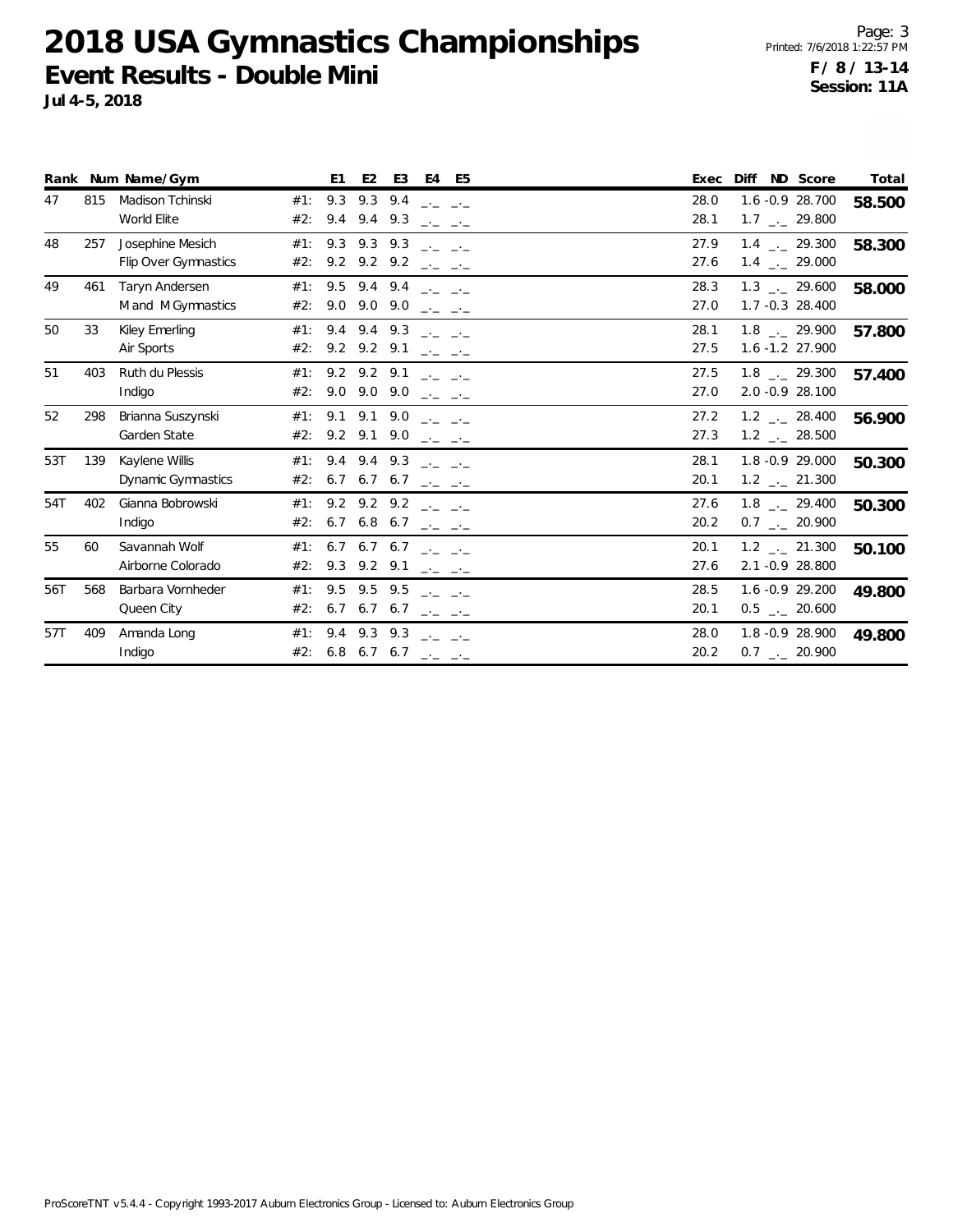# 2018 USA Gymnastics Championships

## Event Results - Double Mini

**Jul 4-5, 2018**

**F / 8 / 13-14**
**Session: 11A**

| Rank | Num | Name/Gym | | E1 | E2 | E3 | E4 | E5 | Exec | Diff | ND | Score | Total |
|---|---|---|---|---|---|---|---|---|---|---|---|---|---|
| 47 | 815 | Madison Tchinski | #1: | 9.3 | 9.3 | 9.4 | _._ | _._ | 28.0 | 1.6 | -0.9 | 28.700 | **58.500** |
| | | World Elite | #2: | 9.4 | 9.4 | 9.3 | _._ | _._ | 28.1 | 1.7 | _._ | 29.800 | |
| 48 | 257 | Josephine Mesich | #1: | 9.3 | 9.3 | 9.3 | _._ | _._ | 27.9 | 1.4 | _._ | 29.300 | **58.300** |
| | | Flip Over Gymnastics | #2: | 9.2 | 9.2 | 9.2 | _._ | _._ | 27.6 | 1.4 | _._ | 29.000 | |
| 49 | 461 | Taryn Andersen | #1: | 9.5 | 9.4 | 9.4 | _._ | _._ | 28.3 | 1.3 | _._ | 29.600 | **58.000** |
| | | M and M Gymnastics | #2: | 9.0 | 9.0 | 9.0 | _._ | _._ | 27.0 | 1.7 | -0.3 | 28.400 | |
| 50 | 33 | Kiley Emerling | #1: | 9.4 | 9.4 | 9.3 | _._ | _._ | 28.1 | 1.8 | _._ | 29.900 | **57.800** |
| | | Air Sports | #2: | 9.2 | 9.2 | 9.1 | _._ | _._ | 27.5 | 1.6 | -1.2 | 27.900 | |
| 51 | 403 | Ruth du Plessis | #1: | 9.2 | 9.2 | 9.1 | _._ | _._ | 27.5 | 1.8 | _._ | 29.300 | **57.400** |
| | | Indigo | #2: | 9.0 | 9.0 | 9.0 | _._ | _._ | 27.0 | 2.0 | -0.9 | 28.100 | |
| 52 | 298 | Brianna Suszynski | #1: | 9.1 | 9.1 | 9.0 | _._ | _._ | 27.2 | 1.2 | _._ | 28.400 | **56.900** |
| | | Garden State | #2: | 9.2 | 9.1 | 9.0 | _._ | _._ | 27.3 | 1.2 | _._ | 28.500 | |
| 53T | 139 | Kaylene Willis | #1: | 9.4 | 9.4 | 9.3 | _._ | _._ | 28.1 | 1.8 | -0.9 | 29.000 | **50.300** |
| | | Dynamic Gymnastics | #2: | 6.7 | 6.7 | 6.7 | _._ | _._ | 20.1 | 1.2 | _._ | 21.300 | |
| 54T | 402 | Gianna Bobrowski | #1: | 9.2 | 9.2 | 9.2 | _._ | _._ | 27.6 | 1.8 | _._ | 29.400 | **50.300** |
| | | Indigo | #2: | 6.7 | 6.8 | 6.7 | _._ | _._ | 20.2 | 0.7 | _._ | 20.900 | |
| 55 | 60 | Savannah Wolf | #1: | 6.7 | 6.7 | 6.7 | _._ | _._ | 20.1 | 1.2 | _._ | 21.300 | **50.100** |
| | | Airborne Colorado | #2: | 9.3 | 9.2 | 9.1 | _._ | _._ | 27.6 | 2.1 | -0.9 | 28.800 | |
| 56T | 568 | Barbara Vornheder | #1: | 9.5 | 9.5 | 9.5 | _._ | _._ | 28.5 | 1.6 | -0.9 | 29.200 | **49.800** |
| | | Queen City | #2: | 6.7 | 6.7 | 6.7 | _._ | _._ | 20.1 | 0.5 | _._ | 20.600 | |
| 57T | 409 | Amanda Long | #1: | 9.4 | 9.3 | 9.3 | _._ | _._ | 28.0 | 1.8 | -0.9 | 28.900 | **49.800** |
| | | Indigo | #2: | 6.8 | 6.7 | 6.7 | _._ | _._ | 20.2 | 0.7 | _._ | 20.900 | |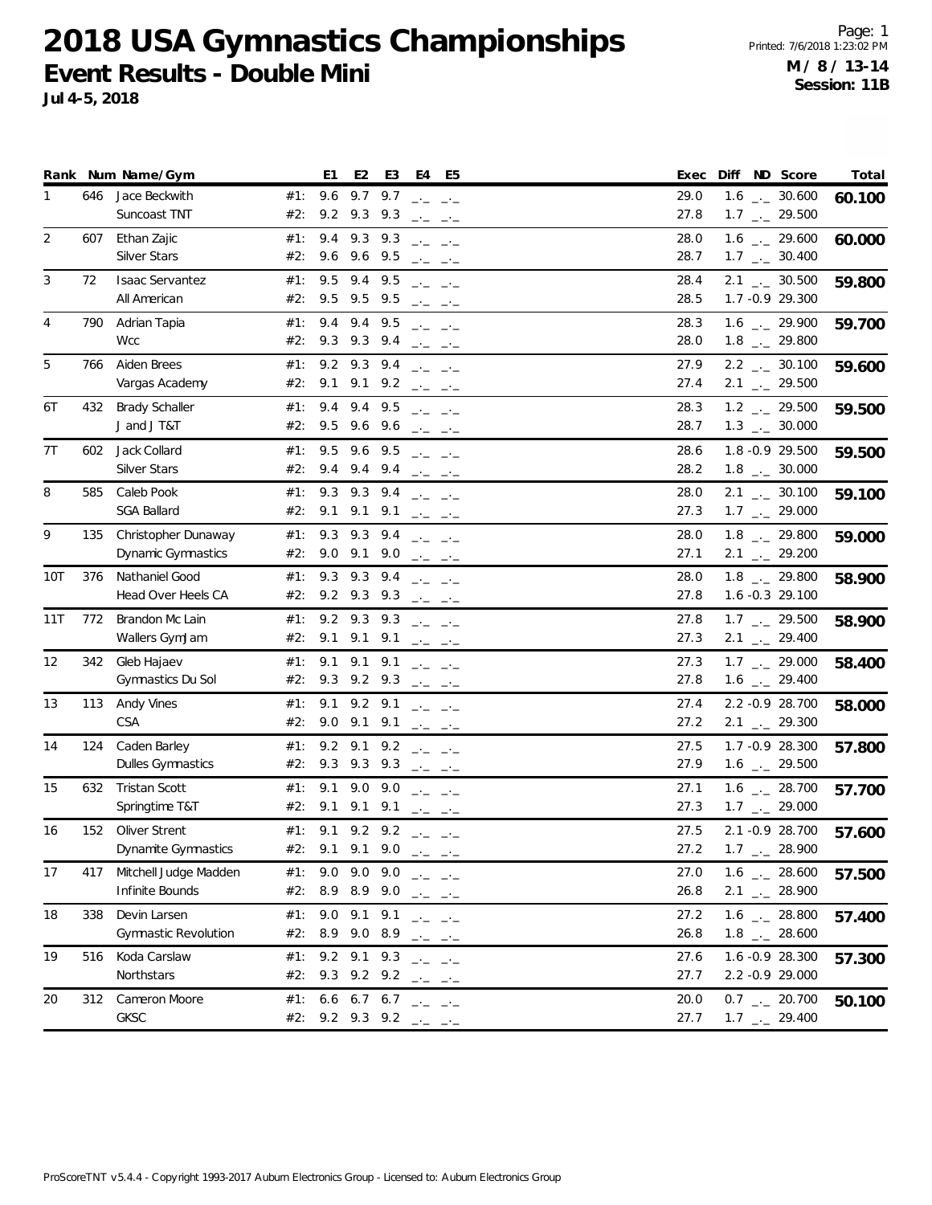# 2018 USA Gymnastics Championships

## Event Results - Double Mini

**Jul 4-5, 2018**

**M / 8 / 13-14**
**Session: 11B**

| Rank | Num | Name/Gym | | E1 | E2 | E3 | E4 | E5 | Exec | Diff | ND | Score | Total |
|---|---|---|---|---|---|---|---|---|---|---|---|---|---|
| 1 | 646 | Jace Beckwith | #1: | 9.6 | 9.7 | 9.7 | _._ | _._ | 29.0 | 1.6 | _._ | 30.600 | **60.100** |
| | | Suncoast TNT | #2: | 9.2 | 9.3 | 9.3 | _._ | _._ | 27.8 | 1.7 | _._ | 29.500 | |
| 2 | 607 | Ethan Zajic | #1: | 9.4 | 9.3 | 9.3 | _._ | _._ | 28.0 | 1.6 | _._ | 29.600 | **60.000** |
| | | Silver Stars | #2: | 9.6 | 9.6 | 9.5 | _._ | _._ | 28.7 | 1.7 | _._ | 30.400 | |
| 3 | 72 | Isaac Servantez | #1: | 9.5 | 9.4 | 9.5 | _._ | _._ | 28.4 | 2.1 | _._ | 30.500 | **59.800** |
| | | All American | #2: | 9.5 | 9.5 | 9.5 | _._ | _._ | 28.5 | 1.7 | -0.9 | 29.300 | |
| 4 | 790 | Adrian Tapia | #1: | 9.4 | 9.4 | 9.5 | _._ | _._ | 28.3 | 1.6 | _._ | 29.900 | **59.700** |
| | | Wcc | #2: | 9.3 | 9.3 | 9.4 | _._ | _._ | 28.0 | 1.8 | _._ | 29.800 | |
| 5 | 766 | Aiden Brees | #1: | 9.2 | 9.3 | 9.4 | _._ | _._ | 27.9 | 2.2 | _._ | 30.100 | **59.600** |
| | | Vargas Academy | #2: | 9.1 | 9.1 | 9.2 | _._ | _._ | 27.4 | 2.1 | _._ | 29.500 | |
| 6T | 432 | Brady Schaller | #1: | 9.4 | 9.4 | 9.5 | _._ | _._ | 28.3 | 1.2 | _._ | 29.500 | **59.500** |
| | | J and J T&T | #2: | 9.5 | 9.6 | 9.6 | _._ | _._ | 28.7 | 1.3 | _._ | 30.000 | |
| 7T | 602 | Jack Collard | #1: | 9.5 | 9.6 | 9.5 | _._ | _._ | 28.6 | 1.8 | -0.9 | 29.500 | **59.500** |
| | | Silver Stars | #2: | 9.4 | 9.4 | 9.4 | _._ | _._ | 28.2 | 1.8 | _._ | 30.000 | |
| 8 | 585 | Caleb Pook | #1: | 9.3 | 9.3 | 9.4 | _._ | _._ | 28.0 | 2.1 | _._ | 30.100 | **59.100** |
| | | SGA Ballard | #2: | 9.1 | 9.1 | 9.1 | _._ | _._ | 27.3 | 1.7 | _._ | 29.000 | |
| 9 | 135 | Christopher Dunaway | #1: | 9.3 | 9.3 | 9.4 | _._ | _._ | 28.0 | 1.8 | _._ | 29.800 | **59.000** |
| | | Dynamic Gymnastics | #2: | 9.0 | 9.1 | 9.0 | _._ | _._ | 27.1 | 2.1 | _._ | 29.200 | |
| 10T | 376 | Nathaniel Good | #1: | 9.3 | 9.3 | 9.4 | _._ | _._ | 28.0 | 1.8 | _._ | 29.800 | **58.900** |
| | | Head Over Heels CA | #2: | 9.2 | 9.3 | 9.3 | _._ | _._ | 27.8 | 1.6 | -0.3 | 29.100 | |
| 11T | 772 | Brandon Mc Lain | #1: | 9.2 | 9.3 | 9.3 | _._ | _._ | 27.8 | 1.7 | _._ | 29.500 | **58.900** |
| | | Wallers GymJam | #2: | 9.1 | 9.1 | 9.1 | _._ | _._ | 27.3 | 2.1 | _._ | 29.400 | |
| 12 | 342 | Gleb Hajaev | #1: | 9.1 | 9.1 | 9.1 | _._ | _._ | 27.3 | 1.7 | _._ | 29.000 | **58.400** |
| | | Gymnastics Du Sol | #2: | 9.3 | 9.2 | 9.3 | _._ | _._ | 27.8 | 1.6 | _._ | 29.400 | |
| 13 | 113 | Andy Vines | #1: | 9.1 | 9.2 | 9.1 | _._ | _._ | 27.4 | 2.2 | -0.9 | 28.700 | **58.000** |
| | | CSA | #2: | 9.0 | 9.1 | 9.1 | _._ | _._ | 27.2 | 2.1 | _._ | 29.300 | |
| 14 | 124 | Caden Barley | #1: | 9.2 | 9.1 | 9.2 | _._ | _._ | 27.5 | 1.7 | -0.9 | 28.300 | **57.800** |
| | | Dulles Gymnastics | #2: | 9.3 | 9.3 | 9.3 | _._ | _._ | 27.9 | 1.6 | _._ | 29.500 | |
| 15 | 632 | Tristan Scott | #1: | 9.1 | 9.0 | 9.0 | _._ | _._ | 27.1 | 1.6 | _._ | 28.700 | **57.700** |
| | | Springtime T&T | #2: | 9.1 | 9.1 | 9.1 | _._ | _._ | 27.3 | 1.7 | _._ | 29.000 | |
| 16 | 152 | Oliver Strent | #1: | 9.1 | 9.2 | 9.2 | _._ | _._ | 27.5 | 2.1 | -0.9 | 28.700 | **57.600** |
| | | Dynamite Gymnastics | #2: | 9.1 | 9.1 | 9.0 | _._ | _._ | 27.2 | 1.7 | _._ | 28.900 | |
| 17 | 417 | Mitchell Judge Madden | #1: | 9.0 | 9.0 | 9.0 | _._ | _._ | 27.0 | 1.6 | _._ | 28.600 | **57.500** |
| | | Infinite Bounds | #2: | 8.9 | 8.9 | 9.0 | _._ | _._ | 26.8 | 2.1 | _._ | 28.900 | |
| 18 | 338 | Devin Larsen | #1: | 9.0 | 9.1 | 9.1 | _._ | _._ | 27.2 | 1.6 | _._ | 28.800 | **57.400** |
| | | Gymnastic Revolution | #2: | 8.9 | 9.0 | 8.9 | _._ | _._ | 26.8 | 1.8 | _._ | 28.600 | |
| 19 | 516 | Koda Carslaw | #1: | 9.2 | 9.1 | 9.3 | _._ | _._ | 27.6 | 1.6 | -0.9 | 28.300 | **57.300** |
| | | Northstars | #2: | 9.3 | 9.2 | 9.2 | _._ | _._ | 27.7 | 2.2 | -0.9 | 29.000 | |
| 20 | 312 | Cameron Moore | #1: | 6.6 | 6.7 | 6.7 | _._ | _._ | 20.0 | 0.7 | _._ | 20.700 | **50.100** |
| | | GKSC | #2: | 9.2 | 9.3 | 9.2 | _._ | _._ | 27.7 | 1.7 | _._ | 29.400 | |

ProScoreTNT v5.4.4 - Copyright 1993-2017 Auburn Electronics Group - Licensed to: Auburn Electronics Group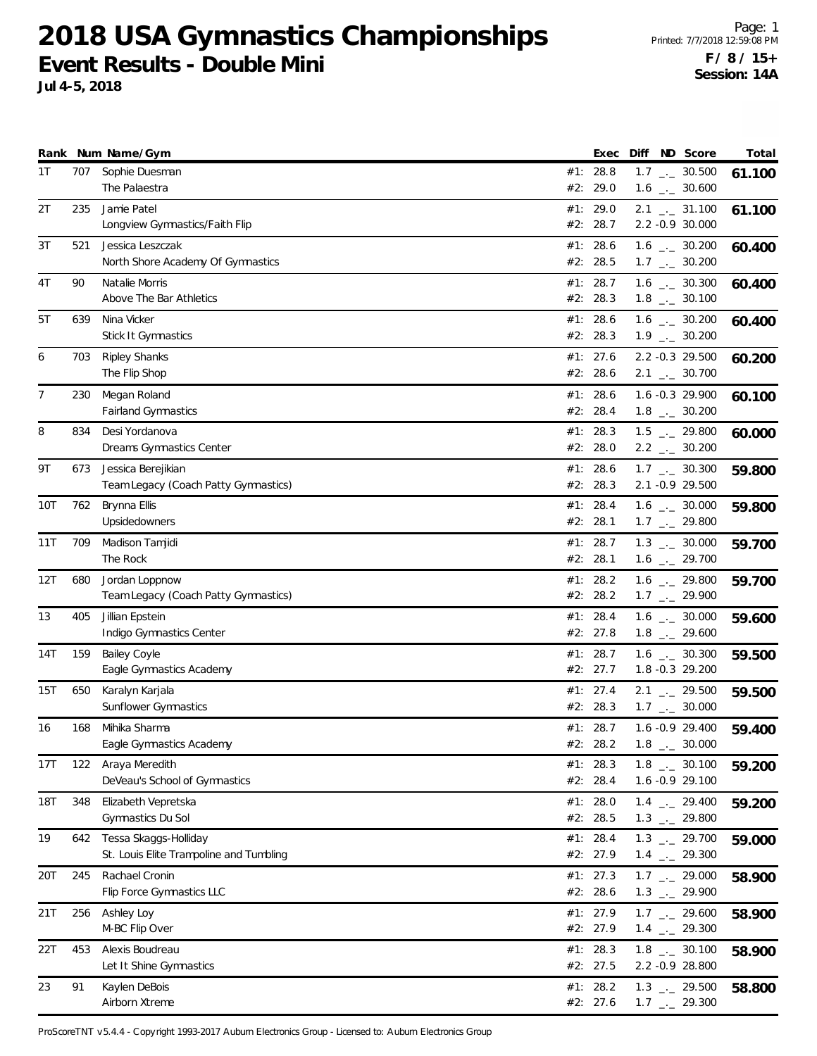# 2018 USA Gymnastics Championships

## Event Results - Double Mini

**Jul 4-5, 2018**

**F / 8 / 15+**
**Session: 14A**

| Rank | Num | Name/Gym | | Exec | Diff | ND | Score | Total |
|---|---|---|---|---|---|---|---|---|
| 1T | 707 | Sophie Duesman | #1: | 28.8 | 1.7 | _._ | 30.500 | **61.100** |
| | | The Palaestra | #2: | 29.0 | 1.6 | _._ | 30.600 | |
| 2T | 235 | Jamie Patel | #1: | 29.0 | 2.1 | _._ | 31.100 | **61.100** |
| | | Longview Gymnastics/Faith Flip | #2: | 28.7 | 2.2 | -0.9 | 30.000 | |
| 3T | 521 | Jessica Leszczak | #1: | 28.6 | 1.6 | _._ | 30.200 | **60.400** |
| | | North Shore Academy Of Gymnastics | #2: | 28.5 | 1.7 | _._ | 30.200 | |
| 4T | 90 | Natalie Morris | #1: | 28.7 | 1.6 | _._ | 30.300 | **60.400** |
| | | Above The Bar Athletics | #2: | 28.3 | 1.8 | _._ | 30.100 | |
| 5T | 639 | Nina Vicker | #1: | 28.6 | 1.6 | _._ | 30.200 | **60.400** |
| | | Stick It Gymnastics | #2: | 28.3 | 1.9 | _._ | 30.200 | |
| 6 | 703 | Ripley Shanks | #1: | 27.6 | 2.2 | -0.3 | 29.500 | **60.200** |
| | | The Flip Shop | #2: | 28.6 | 2.1 | _._ | 30.700 | |
| 7 | 230 | Megan Roland | #1: | 28.6 | 1.6 | -0.3 | 29.900 | **60.100** |
| | | Fairland Gymnastics | #2: | 28.4 | 1.8 | _._ | 30.200 | |
| 8 | 834 | Desi Yordanova | #1: | 28.3 | 1.5 | _._ | 29.800 | **60.000** |
| | | Dreams Gymnastics Center | #2: | 28.0 | 2.2 | _._ | 30.200 | |
| 9T | 673 | Jessica Berejikian | #1: | 28.6 | 1.7 | _._ | 30.300 | **59.800** |
| | | Team Legacy (Coach Patty Gymnastics) | #2: | 28.3 | 2.1 | -0.9 | 29.500 | |
| 10T | 762 | Brynna Ellis | #1: | 28.4 | 1.6 | _._ | 30.000 | **59.800** |
| | | Upsidedowners | #2: | 28.1 | 1.7 | _._ | 29.800 | |
| 11T | 709 | Madison Tamjidi | #1: | 28.7 | 1.3 | _._ | 30.000 | **59.700** |
| | | The Rock | #2: | 28.1 | 1.6 | _._ | 29.700 | |
| 12T | 680 | Jordan Loppnow | #1: | 28.2 | 1.6 | _._ | 29.800 | **59.700** |
| | | Team Legacy (Coach Patty Gymnastics) | #2: | 28.2 | 1.7 | _._ | 29.900 | |
| 13 | 405 | Jillian Epstein | #1: | 28.4 | 1.6 | _._ | 30.000 | **59.600** |
| | | Indigo Gymnastics Center | #2: | 27.8 | 1.8 | _._ | 29.600 | |
| 14T | 159 | Bailey Coyle | #1: | 28.7 | 1.6 | _._ | 30.300 | **59.500** |
| | | Eagle Gymnastics Academy | #2: | 27.7 | 1.8 | -0.3 | 29.200 | |
| 15T | 650 | Karalyn Karjala | #1: | 27.4 | 2.1 | _._ | 29.500 | **59.500** |
| | | Sunflower Gymnastics | #2: | 28.3 | 1.7 | _._ | 30.000 | |
| 16 | 168 | Mihika Sharma | #1: | 28.7 | 1.6 | -0.9 | 29.400 | **59.400** |
| | | Eagle Gymnastics Academy | #2: | 28.2 | 1.8 | _._ | 30.000 | |
| 17T | 122 | Araya Meredith | #1: | 28.3 | 1.8 | _._ | 30.100 | **59.200** |
| | | DeVeau's School of Gymnastics | #2: | 28.4 | 1.6 | -0.9 | 29.100 | |
| 18T | 348 | Elizabeth Vepretska | #1: | 28.0 | 1.4 | _._ | 29.400 | **59.200** |
| | | Gymnastics Du Sol | #2: | 28.5 | 1.3 | _._ | 29.800 | |
| 19 | 642 | Tessa Skaggs-Holliday | #1: | 28.4 | 1.3 | _._ | 29.700 | **59.000** |
| | | St. Louis Elite Trampoline and Tumbling | #2: | 27.9 | 1.4 | _._ | 29.300 | |
| 20T | 245 | Rachael Cronin | #1: | 27.3 | 1.7 | _._ | 29.000 | **58.900** |
| | | Flip Force Gymnastics LLC | #2: | 28.6 | 1.3 | _._ | 29.900 | |
| 21T | 256 | Ashley Loy | #1: | 27.9 | 1.7 | _._ | 29.600 | **58.900** |
| | | M-BC Flip Over | #2: | 27.9 | 1.4 | _._ | 29.300 | |
| 22T | 453 | Alexis Boudreau | #1: | 28.3 | 1.8 | _._ | 30.100 | **58.900** |
| | | Let It Shine Gymnastics | #2: | 27.5 | 2.2 | -0.9 | 28.800 | |
| 23 | 91 | Kaylen DeBois | #1: | 28.2 | 1.3 | _._ | 29.500 | **58.800** |
| | | Airborn Xtreme | #2: | 27.6 | 1.7 | _._ | 29.300 | |

ProScoreTNT v5.4.4 - Copyright 1993-2017 Auburn Electronics Group - Licensed to: Auburn Electronics Group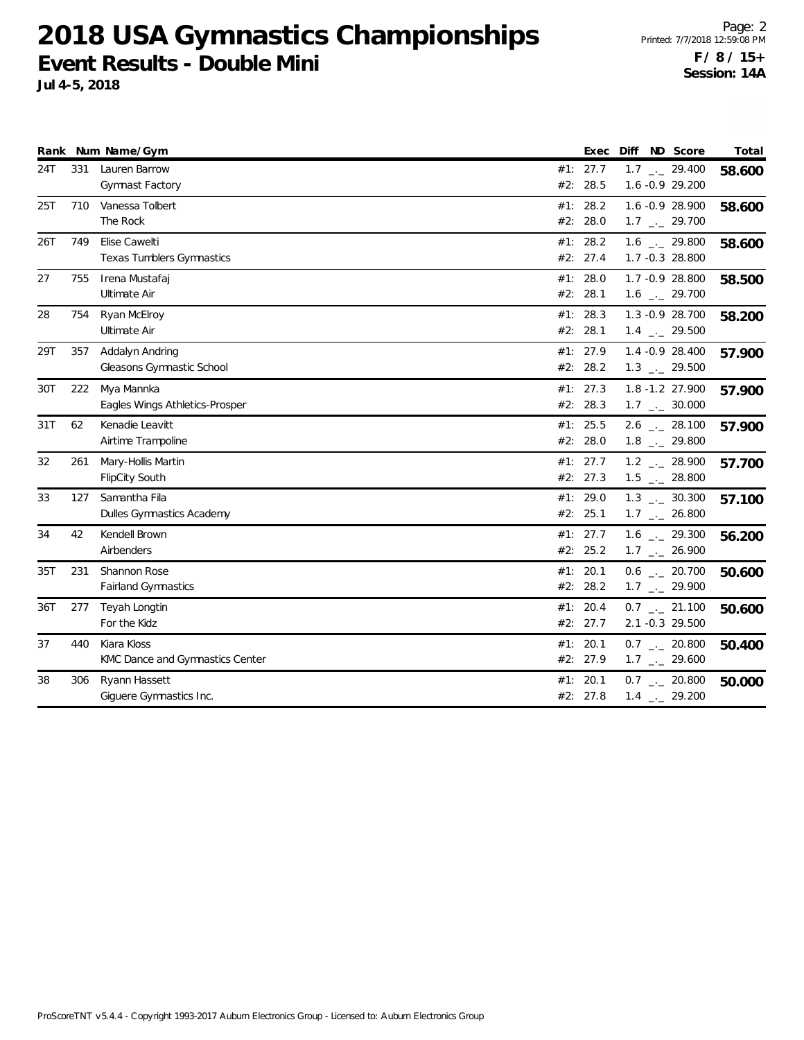# 2018 USA Gymnastics Championships

## Event Results - Double Mini

**Jul 4-5, 2018**

**F / 8 / 15+**
**Session: 14A**

| Rank | Num | Name/Gym | | Exec | Diff | ND | Score | Total |
|---|---|---|---|---|---|---|---|---|
| 24T | 331 | Lauren Barrow | #1: | 27.7 | 1.7 | _._ | 29.400 | 58.600 |
| | | Gymnast Factory | #2: | 28.5 | 1.6 | -0.9 | 29.200 | |
| 25T | 710 | Vanessa Tolbert | #1: | 28.2 | 1.6 | -0.9 | 28.900 | 58.600 |
| | | The Rock | #2: | 28.0 | 1.7 | _._ | 29.700 | |
| 26T | 749 | Elise Cawelti | #1: | 28.2 | 1.6 | _._ | 29.800 | 58.600 |
| | | Texas Tumblers Gymnastics | #2: | 27.4 | 1.7 | -0.3 | 28.800 | |
| 27 | 755 | Irena Mustafaj | #1: | 28.0 | 1.7 | -0.9 | 28.800 | 58.500 |
| | | Ultimate Air | #2: | 28.1 | 1.6 | _._ | 29.700 | |
| 28 | 754 | Ryan McElroy | #1: | 28.3 | 1.3 | -0.9 | 28.700 | 58.200 |
| | | Ultimate Air | #2: | 28.1 | 1.4 | _._ | 29.500 | |
| 29T | 357 | Addalyn Andring | #1: | 27.9 | 1.4 | -0.9 | 28.400 | 57.900 |
| | | Gleasons Gymnastic School | #2: | 28.2 | 1.3 | _._ | 29.500 | |
| 30T | 222 | Mya Mannka | #1: | 27.3 | 1.8 | -1.2 | 27.900 | 57.900 |
| | | Eagles Wings Athletics-Prosper | #2: | 28.3 | 1.7 | _._ | 30.000 | |
| 31T | 62 | Kenadie Leavitt | #1: | 25.5 | 2.6 | _._ | 28.100 | 57.900 |
| | | Airtime Trampoline | #2: | 28.0 | 1.8 | _._ | 29.800 | |
| 32 | 261 | Mary-Hollis Martin | #1: | 27.7 | 1.2 | _._ | 28.900 | 57.700 |
| | | FlipCity South | #2: | 27.3 | 1.5 | _._ | 28.800 | |
| 33 | 127 | Samantha Fila | #1: | 29.0 | 1.3 | _._ | 30.300 | 57.100 |
| | | Dulles Gymnastics Academy | #2: | 25.1 | 1.7 | _._ | 26.800 | |
| 34 | 42 | Kendell Brown | #1: | 27.7 | 1.6 | _._ | 29.300 | 56.200 |
| | | Airbenders | #2: | 25.2 | 1.7 | _._ | 26.900 | |
| 35T | 231 | Shannon Rose | #1: | 20.1 | 0.6 | _._ | 20.700 | 50.600 |
| | | Fairland Gymnastics | #2: | 28.2 | 1.7 | _._ | 29.900 | |
| 36T | 277 | Teyah Longtin | #1: | 20.4 | 0.7 | _._ | 21.100 | 50.600 |
| | | For the Kidz | #2: | 27.7 | 2.1 | -0.3 | 29.500 | |
| 37 | 440 | Kiara Kloss | #1: | 20.1 | 0.7 | _._ | 20.800 | 50.400 |
| | | KMC Dance and Gymnastics Center | #2: | 27.9 | 1.7 | _._ | 29.600 | |
| 38 | 306 | Ryann Hassett | #1: | 20.1 | 0.7 | _._ | 20.800 | 50.000 |
| | | Giguere Gymnastics Inc. | #2: | 27.8 | 1.4 | _._ | 29.200 | |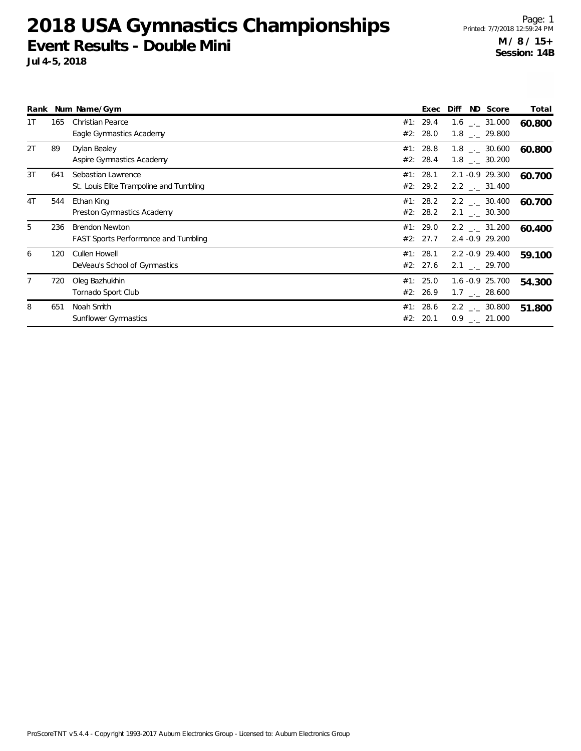# 2018 USA Gymnastics Championships

## Event Results - Double Mini

**Jul 4-5, 2018**

Printed: 7/7/2018 12:59:24 PM

**M / 8 / 15+**
**Session: 14B**

| Rank | Num | Name/Gym | | Exec | Diff | ND | Score | Total |
|---|---|---|---|---|---|---|---|---|
| 1T | 165 | Christian Pearce | #1: | 29.4 | 1.6 | _._ | 31.000 | 60.800 |
| | | Eagle Gymnastics Academy | #2: | 28.0 | 1.8 | _._ | 29.800 | |
| 2T | 89 | Dylan Bealey | #1: | 28.8 | 1.8 | _._ | 30.600 | 60.800 |
| | | Aspire Gymnastics Academy | #2: | 28.4 | 1.8 | _._ | 30.200 | |
| 3T | 641 | Sebastian Lawrence | #1: | 28.1 | 2.1 | -0.9 | 29.300 | 60.700 |
| | | St. Louis Elite Trampoline and Tumbling | #2: | 29.2 | 2.2 | _._ | 31.400 | |
| 4T | 544 | Ethan King | #1: | 28.2 | 2.2 | _._ | 30.400 | 60.700 |
| | | Preston Gymnastics Academy | #2: | 28.2 | 2.1 | _._ | 30.300 | |
| 5 | 236 | Brendon Newton | #1: | 29.0 | 2.2 | _._ | 31.200 | 60.400 |
| | | FAST Sports Performance and Tumbling | #2: | 27.7 | 2.4 | -0.9 | 29.200 | |
| 6 | 120 | Cullen Howell | #1: | 28.1 | 2.2 | -0.9 | 29.400 | 59.100 |
| | | DeVeau's School of Gymnastics | #2: | 27.6 | 2.1 | _._ | 29.700 | |
| 7 | 720 | Oleg Bazhukhin | #1: | 25.0 | 1.6 | -0.9 | 25.700 | 54.300 |
| | | Tornado Sport Club | #2: | 26.9 | 1.7 | _._ | 28.600 | |
| 8 | 651 | Noah Smith | #1: | 28.6 | 2.2 | _._ | 30.800 | 51.800 |
| | | Sunflower Gymnastics | #2: | 20.1 | 0.9 | _._ | 21.000 | |

ProScoreTNT v5.4.4 - Copyright 1993-2017 Auburn Electronics Group - Licensed to: Auburn Electronics Group